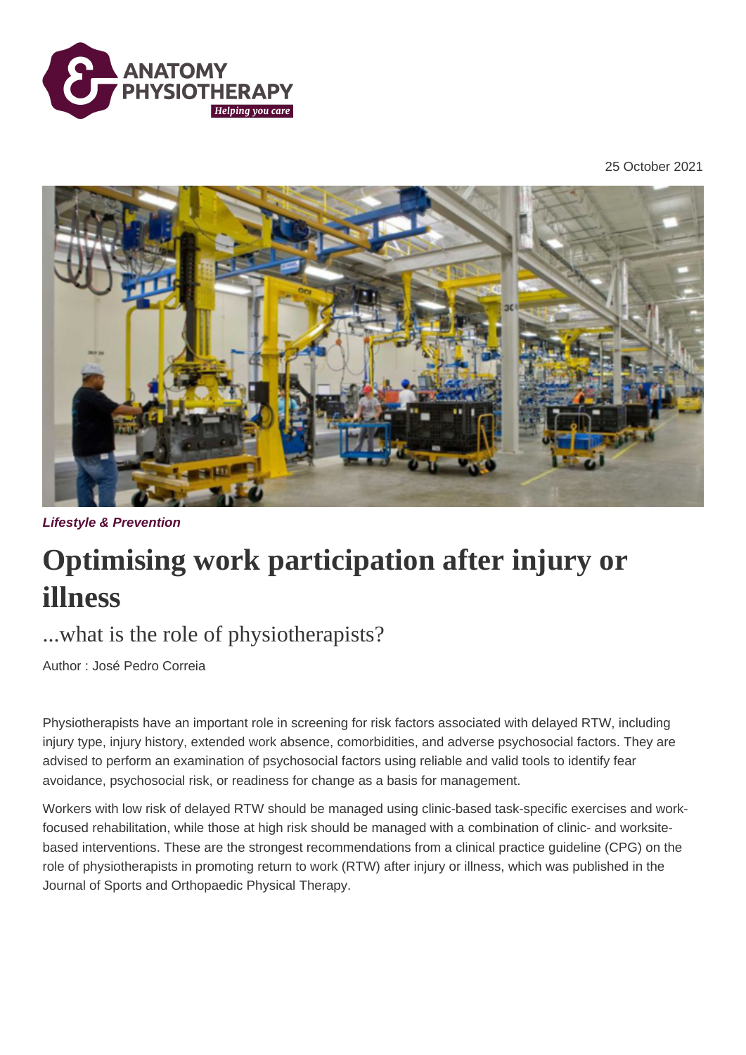25 October 2021

*Lifestyle & Prevention*

# Optimising work participation after injury or illness

## ...what is the role of physiotherapists?

Author : José Pedro Correia

Physiotherapists have an important role in screening for risk factors associated with delayed RTW, including injury type, injury history, extended work absence, comorbidities, and adverse psychosocial factors. They are advised to perform an examination of psychosocial factors using reliable and valid tools to identify fear avoidance, psychosocial risk, or readiness for change as a basis for management.

Workers with low risk of delayed RTW should be managed using clinic-based task-specific exercises and work-focused rehabilitation, while those at high risk should be managed with a combination of clinic- and worksite-based interventions. These are the strongest recommendations from a clinical practice guideline (CPG) on the role of physiotherapists in promoting return to work (RTW) after injury or illness, which was published in the Journal of Sports and Orthopaedic Physical Therapy.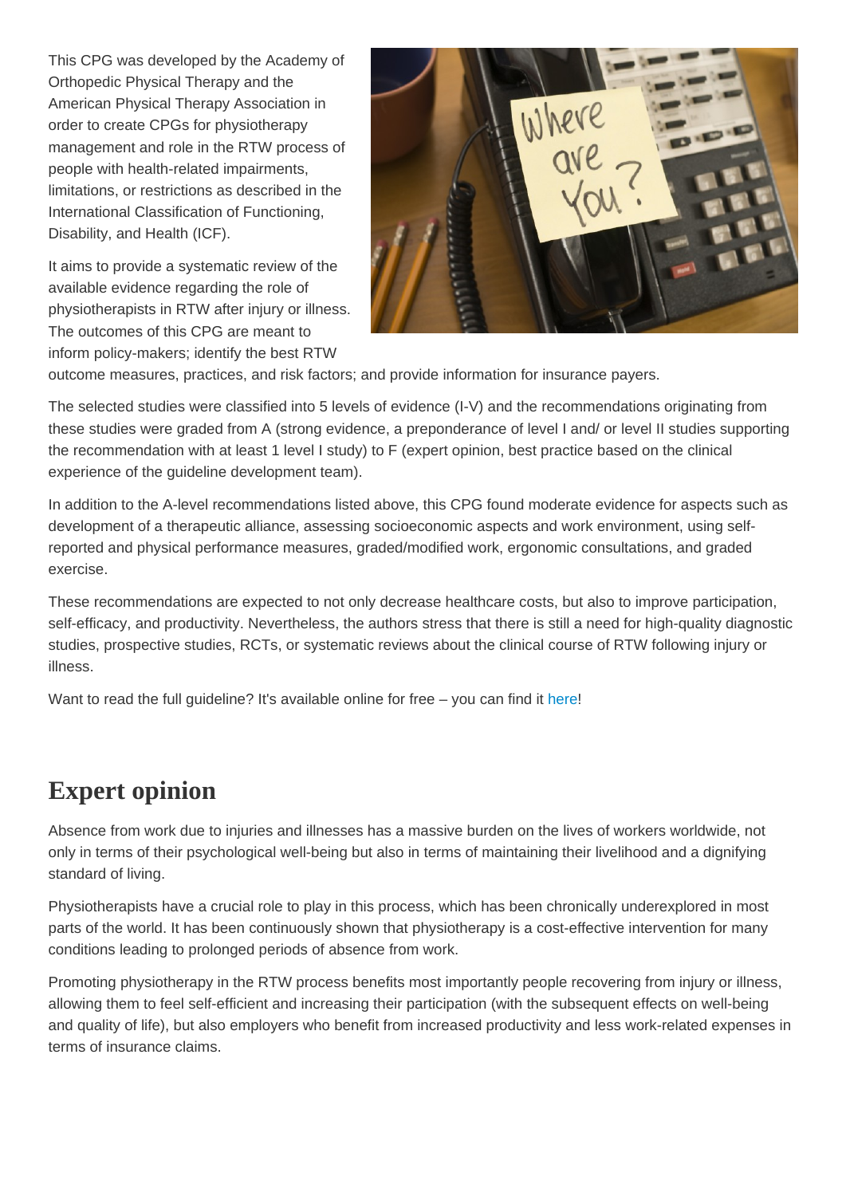This CPG was developed by the Academy of Orthopedic Physical Therapy and the American Physical Therapy Association in order to create CPGs for physiotherapy management and role in the RTW process of people with health-related impairments, limitations, or restrictions as described in the International Classification of Functioning, Disability, and Health (ICF).

It aims to provide a systematic review of the available evidence regarding the role of physiotherapists in RTW after injury or illness. The outcomes of this CPG are meant to inform policy-makers; identify the best RTW outcome measures, practices, and risk factors; and provide information for insurance payers.

The selected studies were classified into 5 levels of evidence (I-V) and the recommendations originating from these studies were graded from A (strong evidence, a preponderance of level I and/ or level II studies supporting the recommendation with at least 1 level I study) to F (expert opinion, best practice based on the clinical experience of the guideline development team).

In addition to the A-level recommendations listed above, this CPG found moderate evidence for aspects such as development of a therapeutic alliance, assessing socioeconomic aspects and work environment, using self-reported and physical performance measures, graded/modified work, ergonomic consultations, and graded exercise.

These recommendations are expected to not only decrease healthcare costs, but also to improve participation, self-efficacy, and productivity. Nevertheless, the authors stress that there is still a need for high-quality diagnostic studies, prospective studies, RCTs, or systematic reviews about the clinical course of RTW following injury or illness.

Want to read the full guideline? It's available online for free – you can find it here!

## Expert opinion

Absence from work due to injuries and illnesses has a massive burden on the lives of workers worldwide, not only in terms of their psychological well-being but also in terms of maintaining their livelihood and a dignifying standard of living.

Physiotherapists have a crucial role to play in this process, which has been chronically underexplored in most parts of the world. It has been continuously shown that physiotherapy is a cost-effective intervention for many conditions leading to prolonged periods of absence from work.

Promoting physiotherapy in the RTW process benefits most importantly people recovering from injury or illness, allowing them to feel self-efficient and increasing their participation (with the subsequent effects on well-being and quality of life), but also employers who benefit from increased productivity and less work-related expenses in terms of insurance claims.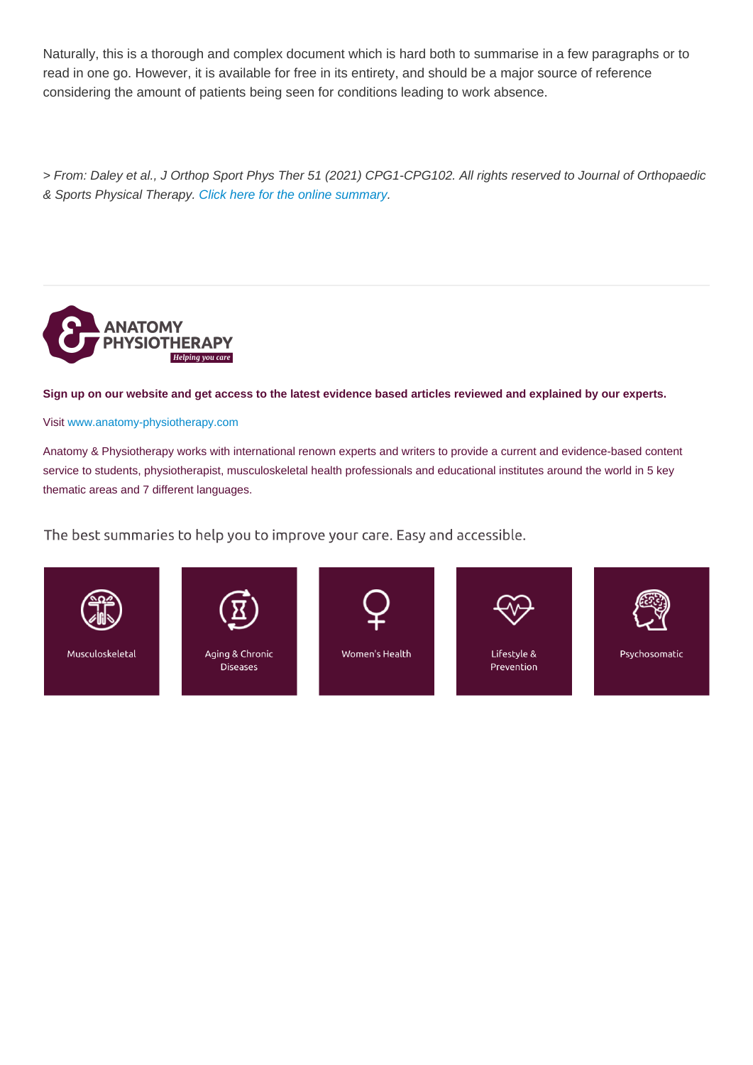Naturally, this is a thorough and complex document which is hard both to summarise in a few paragraphs or to read in one go. However, it is available for free in its entirety, and should be a major source of reference considering the amount of patients being seen for conditions leading to work absence.

*> From: Daley et al., J Orthop Sport Phys Ther 51 (2021) CPG1-CPG102. All rights reserved to Journal of Orthopaedic & Sports Physical Therapy. Click here for the online summary.*

ANATOMY PHYSIOTHERAPY
Helping you care

**Sign up on our website and get access to the latest evidence based articles reviewed and explained by our experts.**

Visit www.anatomy-physiotherapy.com

Anatomy & Physiotherapy works with international renown experts and writers to provide a current and evidence-based content service to students, physiotherapist, musculoskeletal health professionals and educational institutes around the world in 5 key thematic areas and 7 different languages.

The best summaries to help you to improve your care. Easy and accessible.

Musculoskeletal

Aging & Chronic Diseases

Women's Health

Lifestyle & Prevention

Psychosomatic